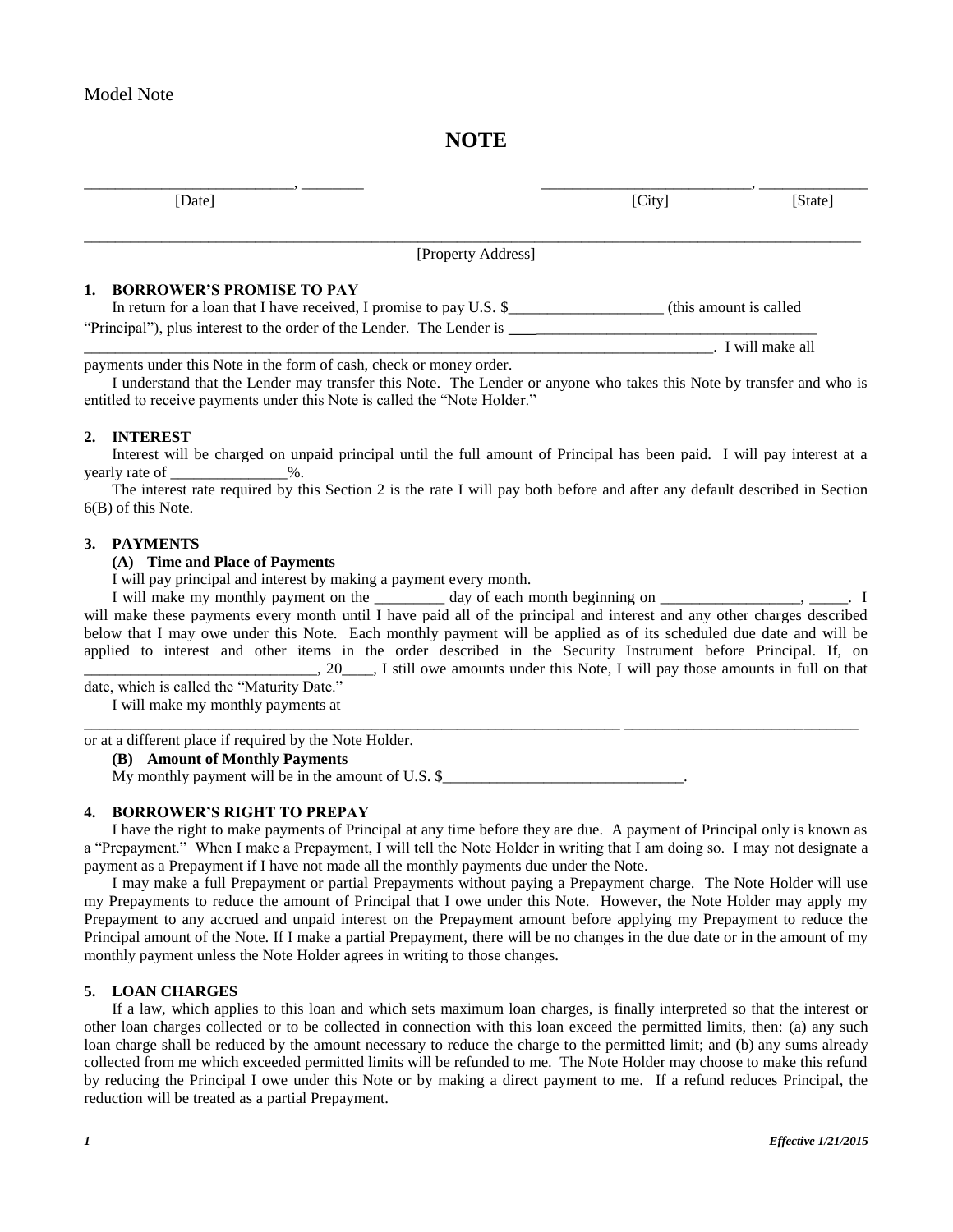Model Note

# NOTE

__________________________, ________ [Date]    __________________________, ______________ [City] [State]

________________________________________________________________________________________________ [Property Address]

**1. BORROWER'S PROMISE TO PAY**

In return for a loan that I have received, I promise to pay U.S. $____________________ (this amount is called "Principal"), plus interest to the order of the Lender. The Lender is ________________________________________ ______________________________________________________________________________. I will make all payments under this Note in the form of cash, check or money order.

I understand that the Lender may transfer this Note. The Lender or anyone who takes this Note by transfer and who is entitled to receive payments under this Note is called the "Note Holder."

**2. INTEREST**

Interest will be charged on unpaid principal until the full amount of Principal has been paid. I will pay interest at a yearly rate of _______________%.

The interest rate required by this Section 2 is the rate I will pay both before and after any default described in Section 6(B) of this Note.

**3. PAYMENTS**

**(A) Time and Place of Payments**

I will pay principal and interest by making a payment every month.

I will make my monthly payment on the _________ day of each month beginning on __________________, _____. I will make these payments every month until I have paid all of the principal and interest and any other charges described below that I may owe under this Note. Each monthly payment will be applied as of its scheduled due date and will be applied to interest and other items in the order described in the Security Instrument before Principal. If, on ______________________________, 20____, I still owe amounts under this Note, I will pay those amounts in full on that date, which is called the "Maturity Date."

I will make my monthly payments at ______________________________________________________________________ _______________________________ or at a different place if required by the Note Holder.

**(B) Amount of Monthly Payments**

My monthly payment will be in the amount of U.S. $_______________________________.

**4. BORROWER'S RIGHT TO PREPAY**

I have the right to make payments of Principal at any time before they are due. A payment of Principal only is known as a "Prepayment." When I make a Prepayment, I will tell the Note Holder in writing that I am doing so. I may not designate a payment as a Prepayment if I have not made all the monthly payments due under the Note.

I may make a full Prepayment or partial Prepayments without paying a Prepayment charge. The Note Holder will use my Prepayments to reduce the amount of Principal that I owe under this Note. However, the Note Holder may apply my Prepayment to any accrued and unpaid interest on the Prepayment amount before applying my Prepayment to reduce the Principal amount of the Note. If I make a partial Prepayment, there will be no changes in the due date or in the amount of my monthly payment unless the Note Holder agrees in writing to those changes.

**5. LOAN CHARGES**

If a law, which applies to this loan and which sets maximum loan charges, is finally interpreted so that the interest or other loan charges collected or to be collected in connection with this loan exceed the permitted limits, then: (a) any such loan charge shall be reduced by the amount necessary to reduce the charge to the permitted limit; and (b) any sums already collected from me which exceeded permitted limits will be refunded to me. The Note Holder may choose to make this refund by reducing the Principal I owe under this Note or by making a direct payment to me. If a refund reduces Principal, the reduction will be treated as a partial Prepayment.

*Effective 1/21/2015*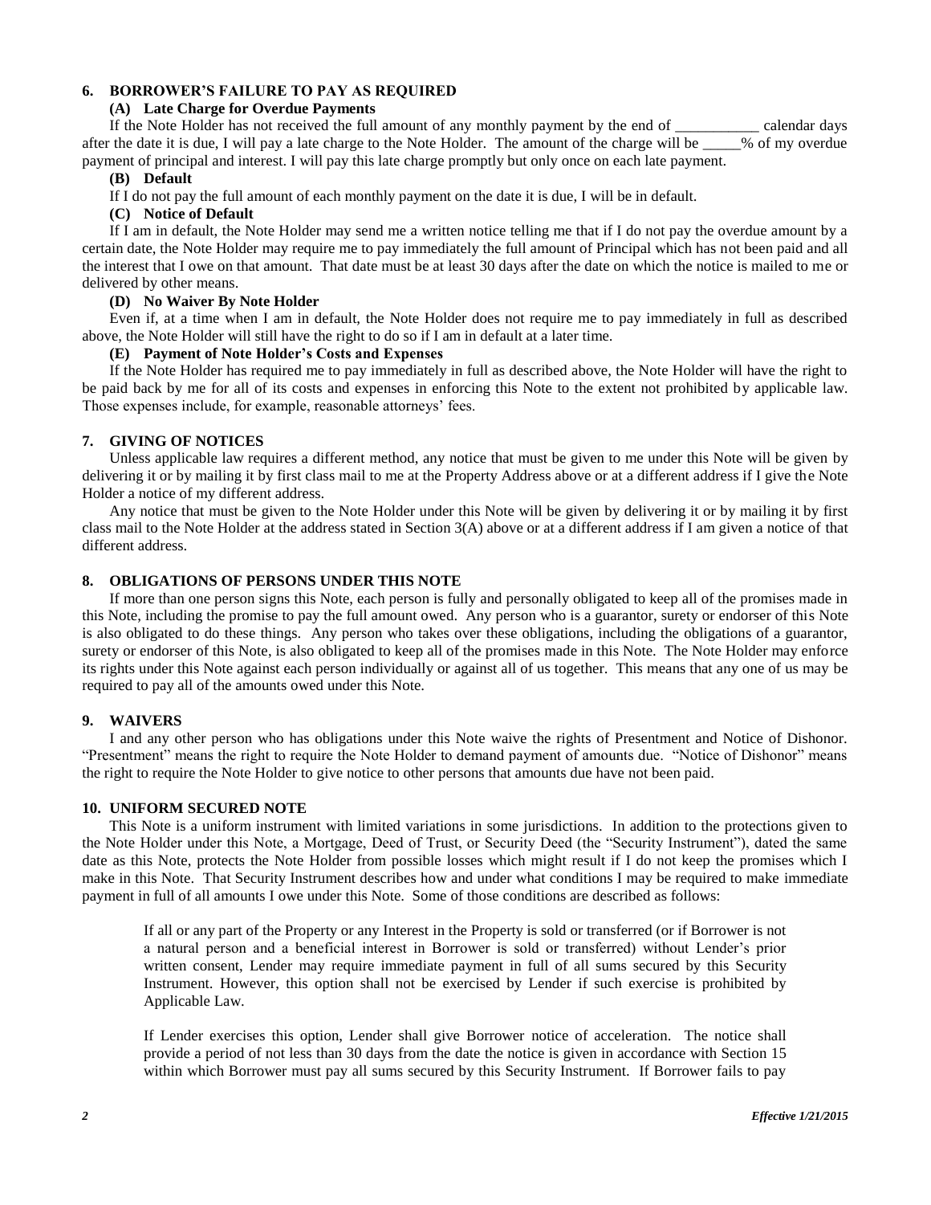## 6. BORROWER'S FAILURE TO PAY AS REQUIRED

### (A) Late Charge for Overdue Payments

If the Note Holder has not received the full amount of any monthly payment by the end of ___________ calendar days after the date it is due, I will pay a late charge to the Note Holder. The amount of the charge will be _____% of my overdue payment of principal and interest. I will pay this late charge promptly but only once on each late payment.

### (B) Default

If I do not pay the full amount of each monthly payment on the date it is due, I will be in default.

### (C) Notice of Default

If I am in default, the Note Holder may send me a written notice telling me that if I do not pay the overdue amount by a certain date, the Note Holder may require me to pay immediately the full amount of Principal which has not been paid and all the interest that I owe on that amount. That date must be at least 30 days after the date on which the notice is mailed to me or delivered by other means.

### (D) No Waiver By Note Holder

Even if, at a time when I am in default, the Note Holder does not require me to pay immediately in full as described above, the Note Holder will still have the right to do so if I am in default at a later time.

### (E) Payment of Note Holder's Costs and Expenses

If the Note Holder has required me to pay immediately in full as described above, the Note Holder will have the right to be paid back by me for all of its costs and expenses in enforcing this Note to the extent not prohibited by applicable law. Those expenses include, for example, reasonable attorneys' fees.

## 7. GIVING OF NOTICES

Unless applicable law requires a different method, any notice that must be given to me under this Note will be given by delivering it or by mailing it by first class mail to me at the Property Address above or at a different address if I give the Note Holder a notice of my different address.

Any notice that must be given to the Note Holder under this Note will be given by delivering it or by mailing it by first class mail to the Note Holder at the address stated in Section 3(A) above or at a different address if I am given a notice of that different address.

## 8. OBLIGATIONS OF PERSONS UNDER THIS NOTE

If more than one person signs this Note, each person is fully and personally obligated to keep all of the promises made in this Note, including the promise to pay the full amount owed. Any person who is a guarantor, surety or endorser of this Note is also obligated to do these things. Any person who takes over these obligations, including the obligations of a guarantor, surety or endorser of this Note, is also obligated to keep all of the promises made in this Note. The Note Holder may enforce its rights under this Note against each person individually or against all of us together. This means that any one of us may be required to pay all of the amounts owed under this Note.

## 9. WAIVERS

I and any other person who has obligations under this Note waive the rights of Presentment and Notice of Dishonor. "Presentment" means the right to require the Note Holder to demand payment of amounts due. "Notice of Dishonor" means the right to require the Note Holder to give notice to other persons that amounts due have not been paid.

## 10. UNIFORM SECURED NOTE

This Note is a uniform instrument with limited variations in some jurisdictions. In addition to the protections given to the Note Holder under this Note, a Mortgage, Deed of Trust, or Security Deed (the "Security Instrument"), dated the same date as this Note, protects the Note Holder from possible losses which might result if I do not keep the promises which I make in this Note. That Security Instrument describes how and under what conditions I may be required to make immediate payment in full of all amounts I owe under this Note. Some of those conditions are described as follows:

> If all or any part of the Property or any Interest in the Property is sold or transferred (or if Borrower is not a natural person and a beneficial interest in Borrower is sold or transferred) without Lender's prior written consent, Lender may require immediate payment in full of all sums secured by this Security Instrument. However, this option shall not be exercised by Lender if such exercise is prohibited by Applicable Law.
>
> If Lender exercises this option, Lender shall give Borrower notice of acceleration. The notice shall provide a period of not less than 30 days from the date the notice is given in accordance with Section 15 within which Borrower must pay all sums secured by this Security Instrument. If Borrower fails to pay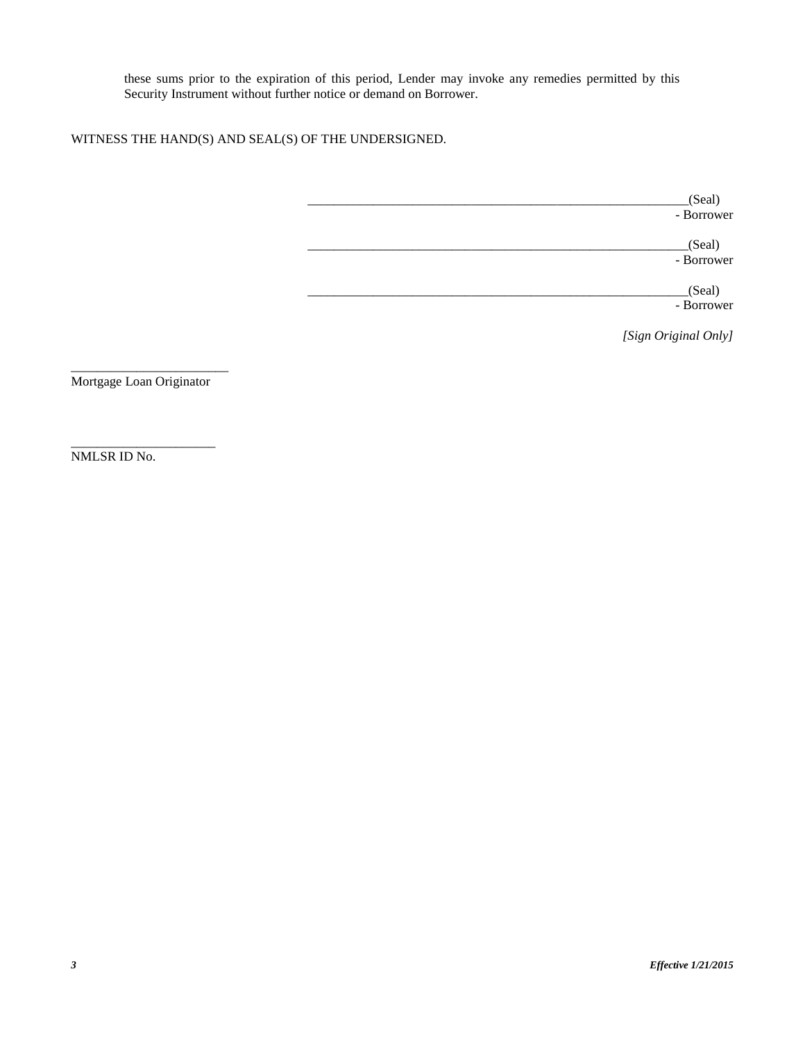these sums prior to the expiration of this period, Lender may invoke any remedies permitted by this Security Instrument without further notice or demand on Borrower.

WITNESS THE HAND(S) AND SEAL(S) OF THE UNDERSIGNED.

_____________________________________________(Seal)
- Borrower

_____________________________________________(Seal)
- Borrower

_____________________________________________(Seal)
- Borrower

*[Sign Original Only]*

________________________
Mortgage Loan Originator

______________________
NMLSR ID No.

***Effective 1/21/2015***